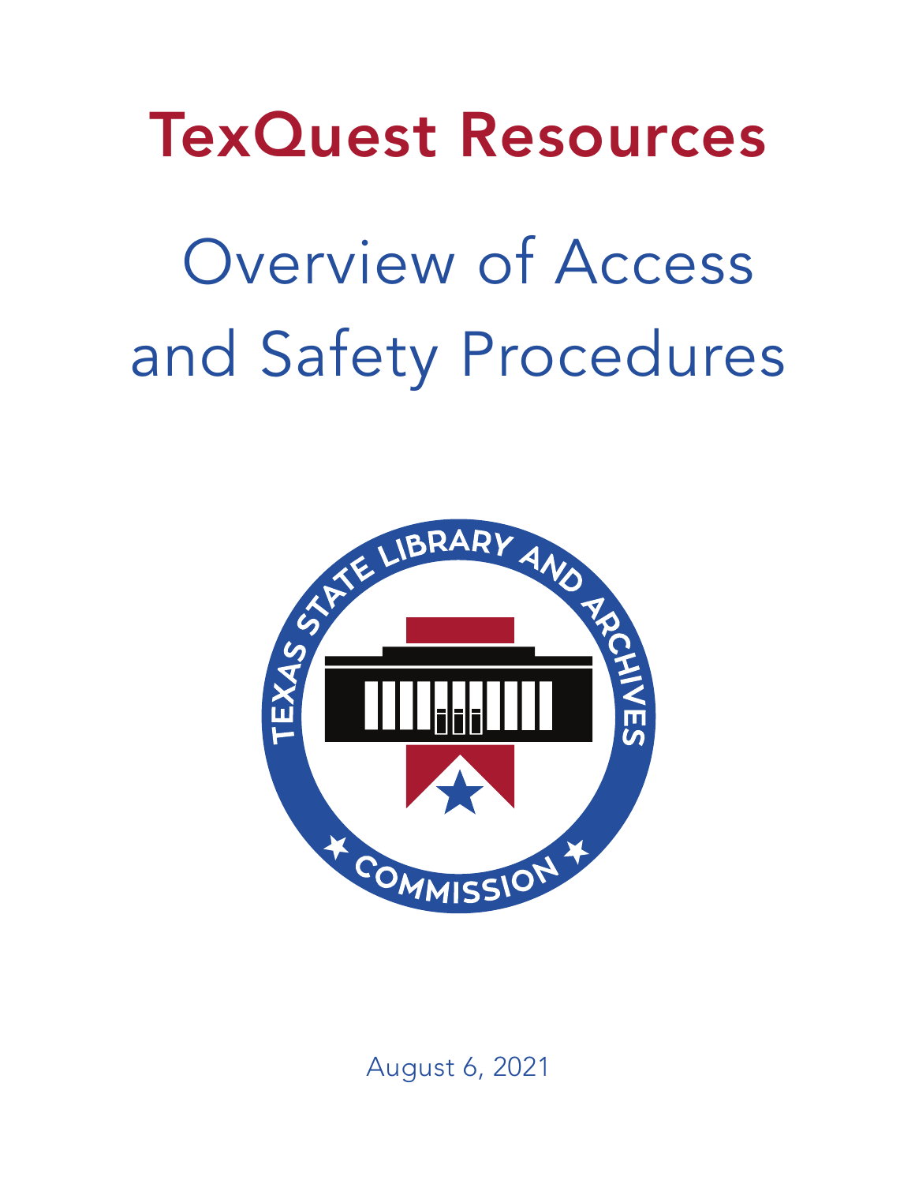# TexQuest Resources

## Overview of Access and Safety Procedures

August 6, 2021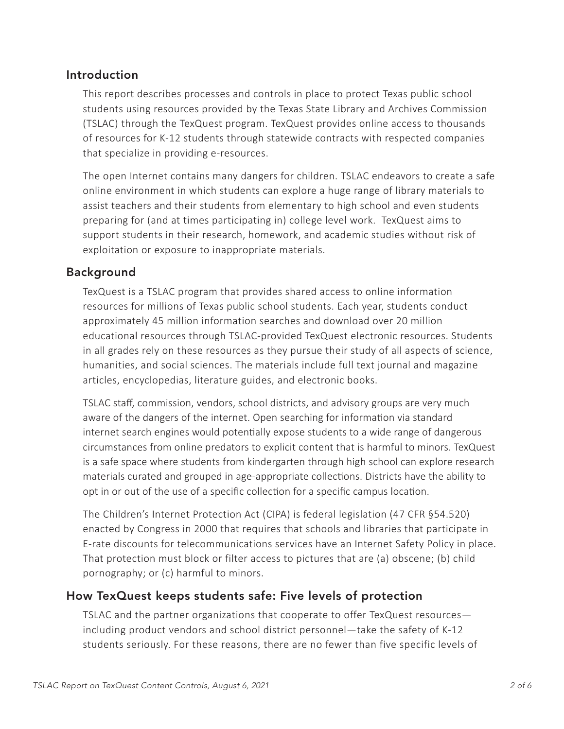## Introduction

This report describes processes and controls in place to protect Texas public school students using resources provided by the Texas State Library and Archives Commission (TSLAC) through the TexQuest program. TexQuest provides online access to thousands of resources for K-12 students through statewide contracts with respected companies that specialize in providing e-resources.

The open Internet contains many dangers for children. TSLAC endeavors to create a safe online environment in which students can explore a huge range of library materials to assist teachers and their students from elementary to high school and even students preparing for (and at times participating in) college level work. TexQuest aims to support students in their research, homework, and academic studies without risk of exploitation or exposure to inappropriate materials.

## Background

TexQuest is a TSLAC program that provides shared access to online information resources for millions of Texas public school students. Each year, students conduct approximately 45 million information searches and download over 20 million educational resources through TSLAC-provided TexQuest electronic resources. Students in all grades rely on these resources as they pursue their study of all aspects of science, humanities, and social sciences. The materials include full text journal and magazine articles, encyclopedias, literature guides, and electronic books.

TSLAC staff, commission, vendors, school districts, and advisory groups are very much aware of the dangers of the internet. Open searching for information via standard internet search engines would potentially expose students to a wide range of dangerous circumstances from online predators to explicit content that is harmful to minors. TexQuest is a safe space where students from kindergarten through high school can explore research materials curated and grouped in age-appropriate collections. Districts have the ability to opt in or out of the use of a specific collection for a specific campus location.

The Children's Internet Protection Act (CIPA) is federal legislation (47 CFR §54.520) enacted by Congress in 2000 that requires that schools and libraries that participate in E-rate discounts for telecommunications services have an Internet Safety Policy in place. That protection must block or filter access to pictures that are (a) obscene; (b) child pornography; or (c) harmful to minors.

## How TexQuest keeps students safe: Five levels of protection

TSLAC and the partner organizations that cooperate to offer TexQuest resources—including product vendors and school district personnel—take the safety of K-12 students seriously. For these reasons, there are no fewer than five specific levels of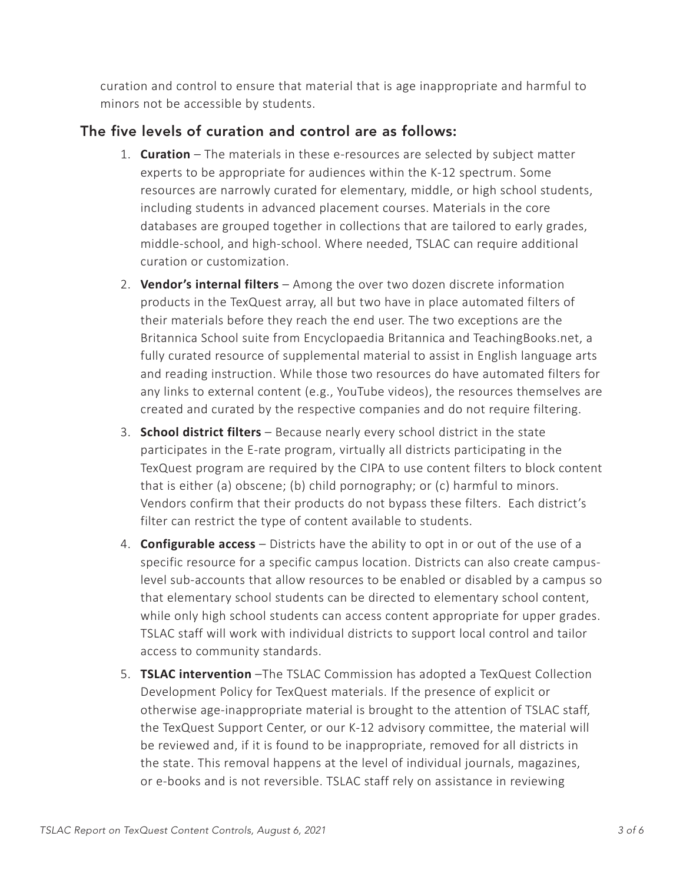curation and control to ensure that material that is age inappropriate and harmful to minors not be accessible by students.

## The five levels of curation and control are as follows:

1. **Curation** – The materials in these e-resources are selected by subject matter experts to be appropriate for audiences within the K-12 spectrum. Some resources are narrowly curated for elementary, middle, or high school students, including students in advanced placement courses. Materials in the core databases are grouped together in collections that are tailored to early grades, middle-school, and high-school. Where needed, TSLAC can require additional curation or customization.
2. **Vendor's internal filters** – Among the over two dozen discrete information products in the TexQuest array, all but two have in place automated filters of their materials before they reach the end user. The two exceptions are the Britannica School suite from Encyclopaedia Britannica and TeachingBooks.net, a fully curated resource of supplemental material to assist in English language arts and reading instruction. While those two resources do have automated filters for any links to external content (e.g., YouTube videos), the resources themselves are created and curated by the respective companies and do not require filtering.
3. **School district filters** – Because nearly every school district in the state participates in the E-rate program, virtually all districts participating in the TexQuest program are required by the CIPA to use content filters to block content that is either (a) obscene; (b) child pornography; or (c) harmful to minors. Vendors confirm that their products do not bypass these filters. Each district's filter can restrict the type of content available to students.
4. **Configurable access** – Districts have the ability to opt in or out of the use of a specific resource for a specific campus location. Districts can also create campus-level sub-accounts that allow resources to be enabled or disabled by a campus so that elementary school students can be directed to elementary school content, while only high school students can access content appropriate for upper grades. TSLAC staff will work with individual districts to support local control and tailor access to community standards.
5. **TSLAC intervention** –The TSLAC Commission has adopted a TexQuest Collection Development Policy for TexQuest materials. If the presence of explicit or otherwise age-inappropriate material is brought to the attention of TSLAC staff, the TexQuest Support Center, or our K-12 advisory committee, the material will be reviewed and, if it is found to be inappropriate, removed for all districts in the state. This removal happens at the level of individual journals, magazines, or e-books and is not reversible. TSLAC staff rely on assistance in reviewing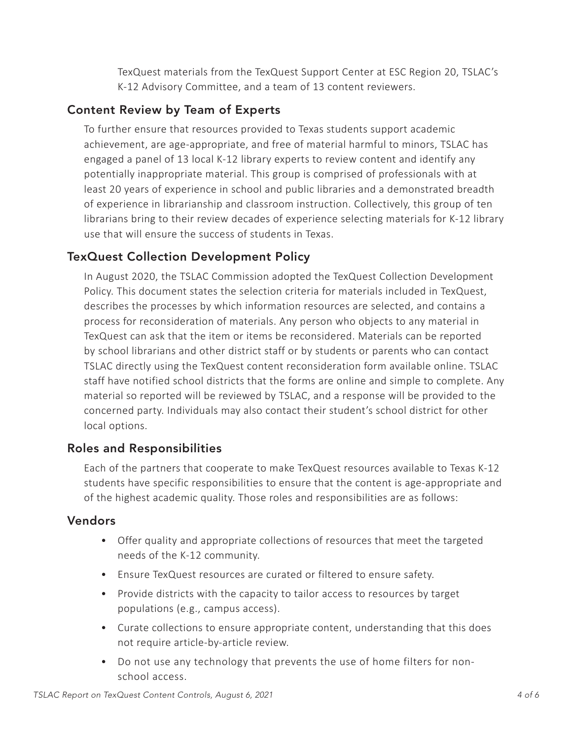TexQuest materials from the TexQuest Support Center at ESC Region 20, TSLAC's K-12 Advisory Committee, and a team of 13 content reviewers.

## Content Review by Team of Experts

To further ensure that resources provided to Texas students support academic achievement, are age-appropriate, and free of material harmful to minors, TSLAC has engaged a panel of 13 local K-12 library experts to review content and identify any potentially inappropriate material. This group is comprised of professionals with at least 20 years of experience in school and public libraries and a demonstrated breadth of experience in librarianship and classroom instruction. Collectively, this group of ten librarians bring to their review decades of experience selecting materials for K-12 library use that will ensure the success of students in Texas.

## TexQuest Collection Development Policy

In August 2020, the TSLAC Commission adopted the TexQuest Collection Development Policy. This document states the selection criteria for materials included in TexQuest, describes the processes by which information resources are selected, and contains a process for reconsideration of materials. Any person who objects to any material in TexQuest can ask that the item or items be reconsidered. Materials can be reported by school librarians and other district staff or by students or parents who can contact TSLAC directly using the TexQuest content reconsideration form available online. TSLAC staff have notified school districts that the forms are online and simple to complete. Any material so reported will be reviewed by TSLAC, and a response will be provided to the concerned party. Individuals may also contact their student's school district for other local options.

## Roles and Responsibilities

Each of the partners that cooperate to make TexQuest resources available to Texas K-12 students have specific responsibilities to ensure that the content is age-appropriate and of the highest academic quality. Those roles and responsibilities are as follows:

## Vendors

- Offer quality and appropriate collections of resources that meet the targeted needs of the K-12 community.
- Ensure TexQuest resources are curated or filtered to ensure safety.
- Provide districts with the capacity to tailor access to resources by target populations (e.g., campus access).
- Curate collections to ensure appropriate content, understanding that this does not require article-by-article review.
- Do not use any technology that prevents the use of home filters for non-school access.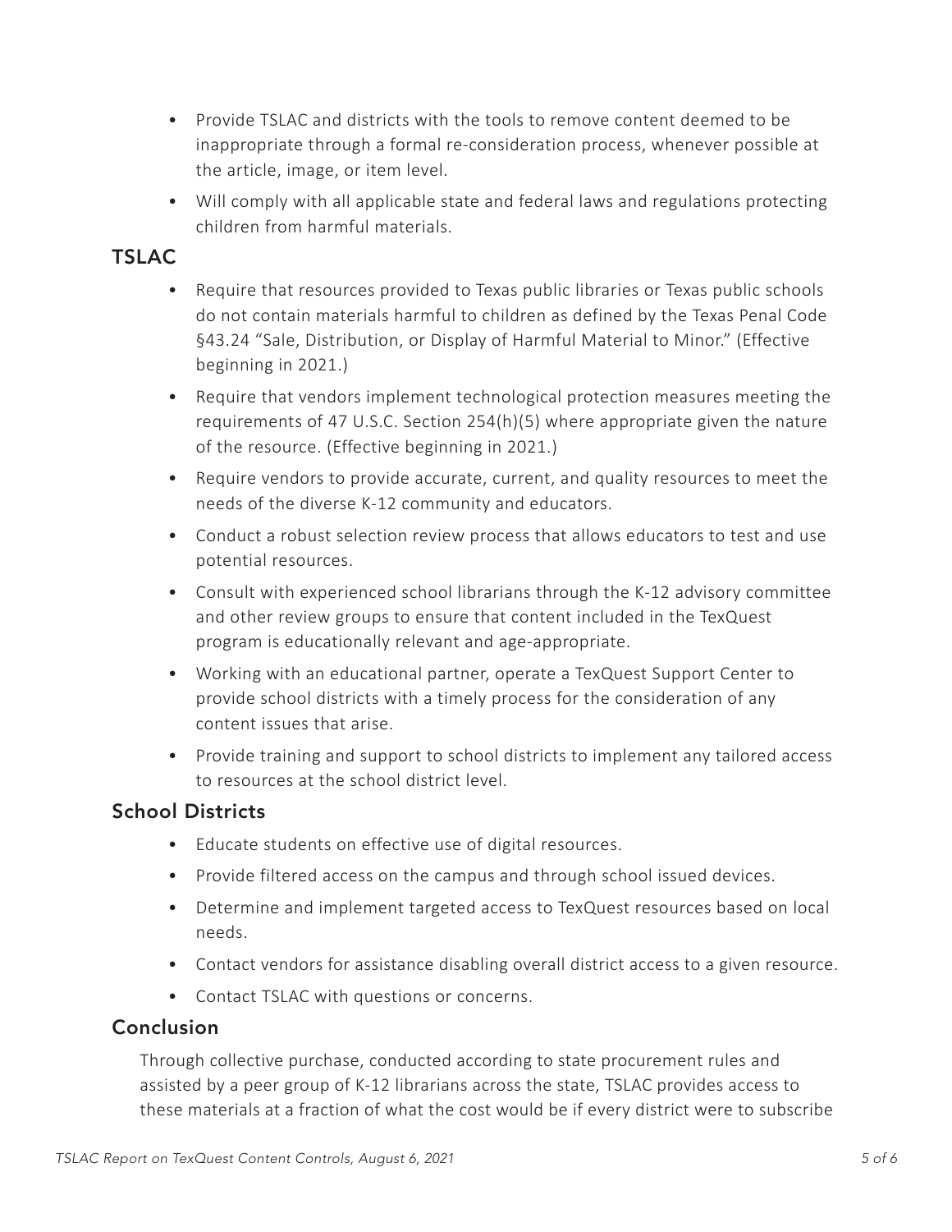- Provide TSLAC and districts with the tools to remove content deemed to be inappropriate through a formal re-consideration process, whenever possible at the article, image, or item level.
- Will comply with all applicable state and federal laws and regulations protecting children from harmful materials.

## TSLAC

- Require that resources provided to Texas public libraries or Texas public schools do not contain materials harmful to children as defined by the Texas Penal Code §43.24 "Sale, Distribution, or Display of Harmful Material to Minor." (Effective beginning in 2021.)
- Require that vendors implement technological protection measures meeting the requirements of 47 U.S.C. Section 254(h)(5) where appropriate given the nature of the resource. (Effective beginning in 2021.)
- Require vendors to provide accurate, current, and quality resources to meet the needs of the diverse K-12 community and educators.
- Conduct a robust selection review process that allows educators to test and use potential resources.
- Consult with experienced school librarians through the K-12 advisory committee and other review groups to ensure that content included in the TexQuest program is educationally relevant and age-appropriate.
- Working with an educational partner, operate a TexQuest Support Center to provide school districts with a timely process for the consideration of any content issues that arise.
- Provide training and support to school districts to implement any tailored access to resources at the school district level.

## School Districts

- Educate students on effective use of digital resources.
- Provide filtered access on the campus and through school issued devices.
- Determine and implement targeted access to TexQuest resources based on local needs.
- Contact vendors for assistance disabling overall district access to a given resource.
- Contact TSLAC with questions or concerns.

## Conclusion

Through collective purchase, conducted according to state procurement rules and assisted by a peer group of K-12 librarians across the state, TSLAC provides access to these materials at a fraction of what the cost would be if every district were to subscribe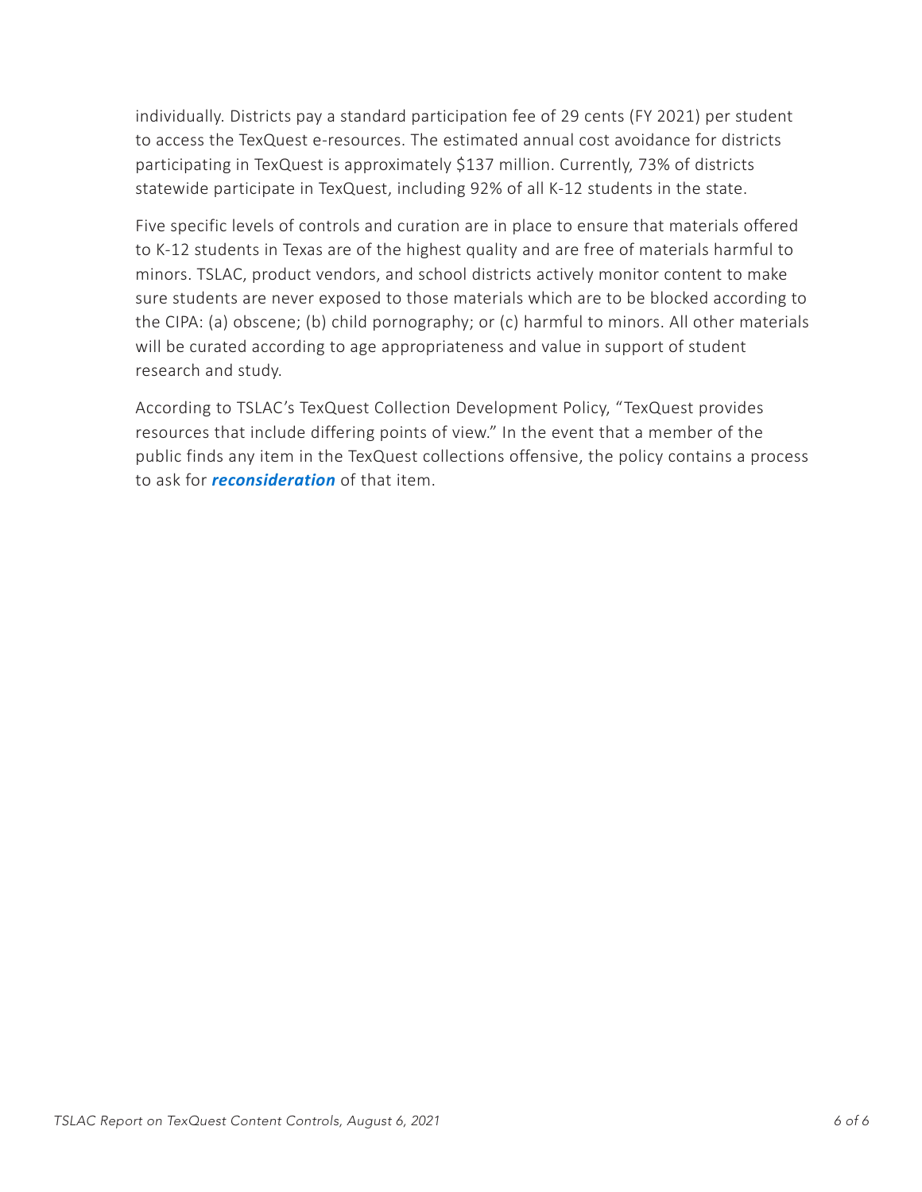individually. Districts pay a standard participation fee of 29 cents (FY 2021) per student to access the TexQuest e-resources. The estimated annual cost avoidance for districts participating in TexQuest is approximately $137 million. Currently, 73% of districts statewide participate in TexQuest, including 92% of all K-12 students in the state.

Five specific levels of controls and curation are in place to ensure that materials offered to K-12 students in Texas are of the highest quality and are free of materials harmful to minors. TSLAC, product vendors, and school districts actively monitor content to make sure students are never exposed to those materials which are to be blocked according to the CIPA: (a) obscene; (b) child pornography; or (c) harmful to minors. All other materials will be curated according to age appropriateness and value in support of student research and study.

According to TSLAC's TexQuest Collection Development Policy, "TexQuest provides resources that include differing points of view." In the event that a member of the public finds any item in the TexQuest collections offensive, the policy contains a process to ask for ***reconsideration*** of that item.